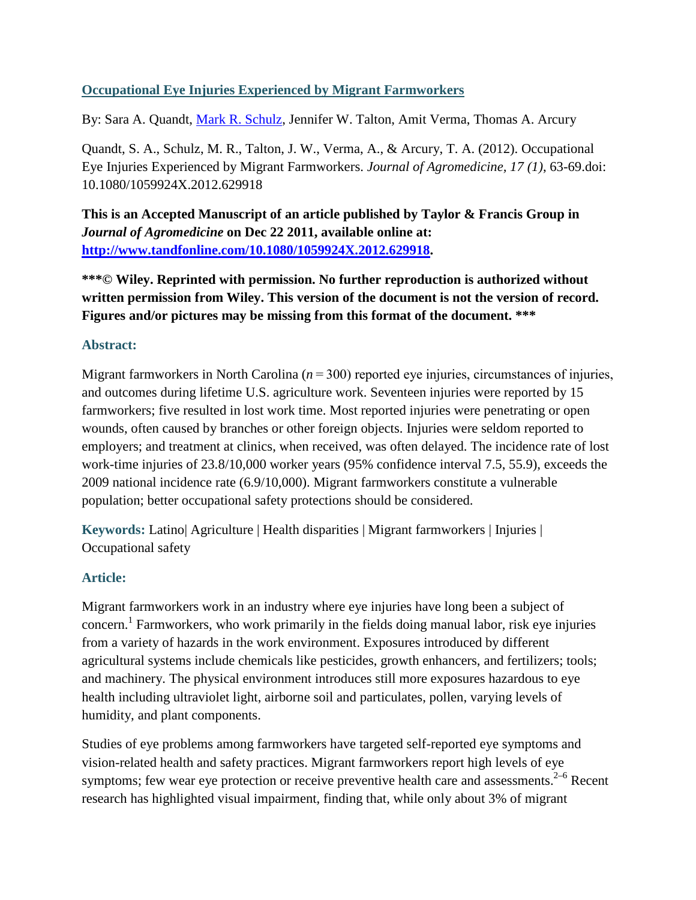# [Occupational Eye Injuries Experienced by Migrant Farmworkers](#)

By: Sara A. Quandt, [Mark R. Schulz](#), Jennifer W. Talton, Amit Verma, Thomas A. Arcury

Quandt, S. A., Schulz, M. R., Talton, J. W., Verma, A., & Arcury, T. A. (2012). Occupational Eye Injuries Experienced by Migrant Farmworkers. *Journal of Agromedicine, 17 (1),* 63-69.doi: 10.1080/1059924X.2012.629918

**This is an Accepted Manuscript of an article published by Taylor & Francis Group in *Journal of Agromedicine* on Dec 22 2011, available online at: [http://www.tandfonline.com/10.1080/1059924X.2012.629918](http://www.tandfonline.com/10.1080/1059924X.2012.629918).**

**\*\*\*© Wiley. Reprinted with permission. No further reproduction is authorized without written permission from Wiley. This version of the document is not the version of record. Figures and/or pictures may be missing from this format of the document. \*\*\***

## Abstract:

Migrant farmworkers in North Carolina ($n = 300$) reported eye injuries, circumstances of injuries, and outcomes during lifetime U.S. agriculture work. Seventeen injuries were reported by 15 farmworkers; five resulted in lost work time. Most reported injuries were penetrating or open wounds, often caused by branches or other foreign objects. Injuries were seldom reported to employers; and treatment at clinics, when received, was often delayed. The incidence rate of lost work-time injuries of 23.8/10,000 worker years (95% confidence interval 7.5, 55.9), exceeds the 2009 national incidence rate (6.9/10,000). Migrant farmworkers constitute a vulnerable population; better occupational safety protections should be considered.

**Keywords:** Latino| Agriculture | Health disparities | Migrant farmworkers | Injuries | Occupational safety

## Article:

Migrant farmworkers work in an industry where eye injuries have long been a subject of concern.[1] Farmworkers, who work primarily in the fields doing manual labor, risk eye injuries from a variety of hazards in the work environment. Exposures introduced by different agricultural systems include chemicals like pesticides, growth enhancers, and fertilizers; tools; and machinery. The physical environment introduces still more exposures hazardous to eye health including ultraviolet light, airborne soil and particulates, pollen, varying levels of humidity, and plant components.

Studies of eye problems among farmworkers have targeted self-reported eye symptoms and vision-related health and safety practices. Migrant farmworkers report high levels of eye symptoms; few wear eye protection or receive preventive health care and assessments.[2–6] Recent research has highlighted visual impairment, finding that, while only about 3% of migrant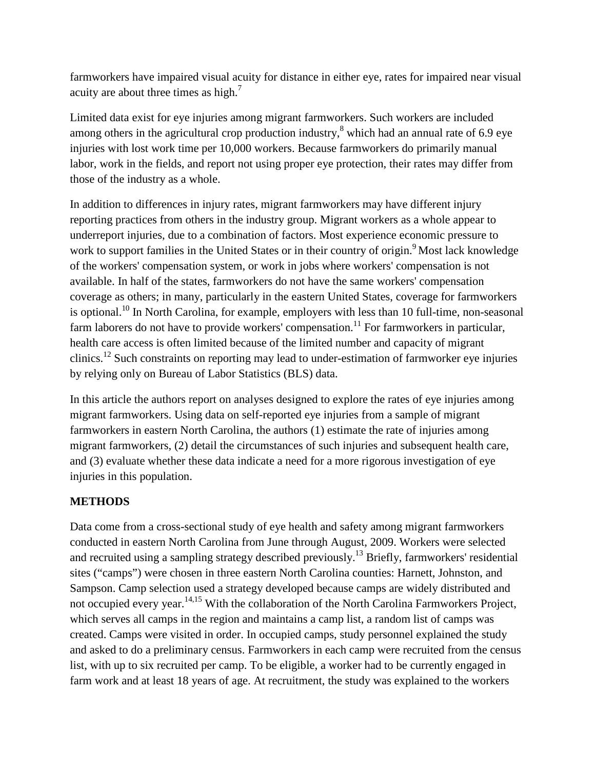farmworkers have impaired visual acuity for distance in either eye, rates for impaired near visual acuity are about three times as high.[7]

Limited data exist for eye injuries among migrant farmworkers. Such workers are included among others in the agricultural crop production industry,[8] which had an annual rate of 6.9 eye injuries with lost work time per 10,000 workers. Because farmworkers do primarily manual labor, work in the fields, and report not using proper eye protection, their rates may differ from those of the industry as a whole.

In addition to differences in injury rates, migrant farmworkers may have different injury reporting practices from others in the industry group. Migrant workers as a whole appear to underreport injuries, due to a combination of factors. Most experience economic pressure to work to support families in the United States or in their country of origin.[9] Most lack knowledge of the workers' compensation system, or work in jobs where workers' compensation is not available. In half of the states, farmworkers do not have the same workers' compensation coverage as others; in many, particularly in the eastern United States, coverage for farmworkers is optional.[10] In North Carolina, for example, employers with less than 10 full-time, non-seasonal farm laborers do not have to provide workers' compensation.[11] For farmworkers in particular, health care access is often limited because of the limited number and capacity of migrant clinics.[12] Such constraints on reporting may lead to under-estimation of farmworker eye injuries by relying only on Bureau of Labor Statistics (BLS) data.

In this article the authors report on analyses designed to explore the rates of eye injuries among migrant farmworkers. Using data on self-reported eye injuries from a sample of migrant farmworkers in eastern North Carolina, the authors (1) estimate the rate of injuries among migrant farmworkers, (2) detail the circumstances of such injuries and subsequent health care, and (3) evaluate whether these data indicate a need for a more rigorous investigation of eye injuries in this population.

## METHODS

Data come from a cross-sectional study of eye health and safety among migrant farmworkers conducted in eastern North Carolina from June through August, 2009. Workers were selected and recruited using a sampling strategy described previously.[13] Briefly, farmworkers' residential sites ("camps") were chosen in three eastern North Carolina counties: Harnett, Johnston, and Sampson. Camp selection used a strategy developed because camps are widely distributed and not occupied every year.[14,15] With the collaboration of the North Carolina Farmworkers Project, which serves all camps in the region and maintains a camp list, a random list of camps was created. Camps were visited in order. In occupied camps, study personnel explained the study and asked to do a preliminary census. Farmworkers in each camp were recruited from the census list, with up to six recruited per camp. To be eligible, a worker had to be currently engaged in farm work and at least 18 years of age. At recruitment, the study was explained to the workers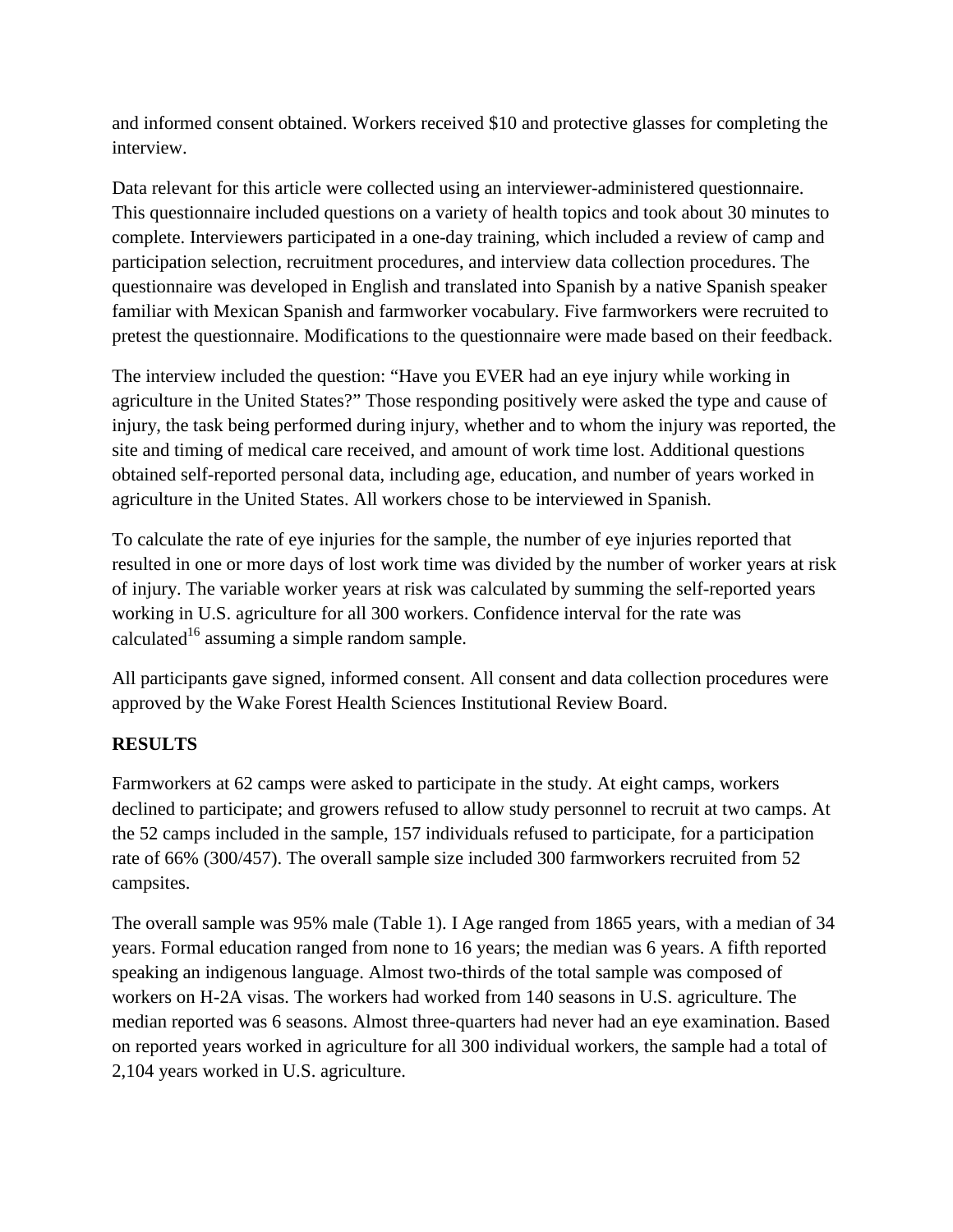and informed consent obtained. Workers received $10 and protective glasses for completing the interview.

Data relevant for this article were collected using an interviewer-administered questionnaire. This questionnaire included questions on a variety of health topics and took about 30 minutes to complete. Interviewers participated in a one-day training, which included a review of camp and participation selection, recruitment procedures, and interview data collection procedures. The questionnaire was developed in English and translated into Spanish by a native Spanish speaker familiar with Mexican Spanish and farmworker vocabulary. Five farmworkers were recruited to pretest the questionnaire. Modifications to the questionnaire were made based on their feedback.

The interview included the question: "Have you EVER had an eye injury while working in agriculture in the United States?" Those responding positively were asked the type and cause of injury, the task being performed during injury, whether and to whom the injury was reported, the site and timing of medical care received, and amount of work time lost. Additional questions obtained self-reported personal data, including age, education, and number of years worked in agriculture in the United States. All workers chose to be interviewed in Spanish.

To calculate the rate of eye injuries for the sample, the number of eye injuries reported that resulted in one or more days of lost work time was divided by the number of worker years at risk of injury. The variable worker years at risk was calculated by summing the self-reported years working in U.S. agriculture for all 300 workers. Confidence interval for the rate was calculated[16] assuming a simple random sample.

All participants gave signed, informed consent. All consent and data collection procedures were approved by the Wake Forest Health Sciences Institutional Review Board.

## RESULTS

Farmworkers at 62 camps were asked to participate in the study. At eight camps, workers declined to participate; and growers refused to allow study personnel to recruit at two camps. At the 52 camps included in the sample, 157 individuals refused to participate, for a participation rate of 66% (300/457). The overall sample size included 300 farmworkers recruited from 52 campsites.

The overall sample was 95% male (Table 1). I Age ranged from 1865 years, with a median of 34 years. Formal education ranged from none to 16 years; the median was 6 years. A fifth reported speaking an indigenous language. Almost two-thirds of the total sample was composed of workers on H-2A visas. The workers had worked from 140 seasons in U.S. agriculture. The median reported was 6 seasons. Almost three-quarters had never had an eye examination. Based on reported years worked in agriculture for all 300 individual workers, the sample had a total of 2,104 years worked in U.S. agriculture.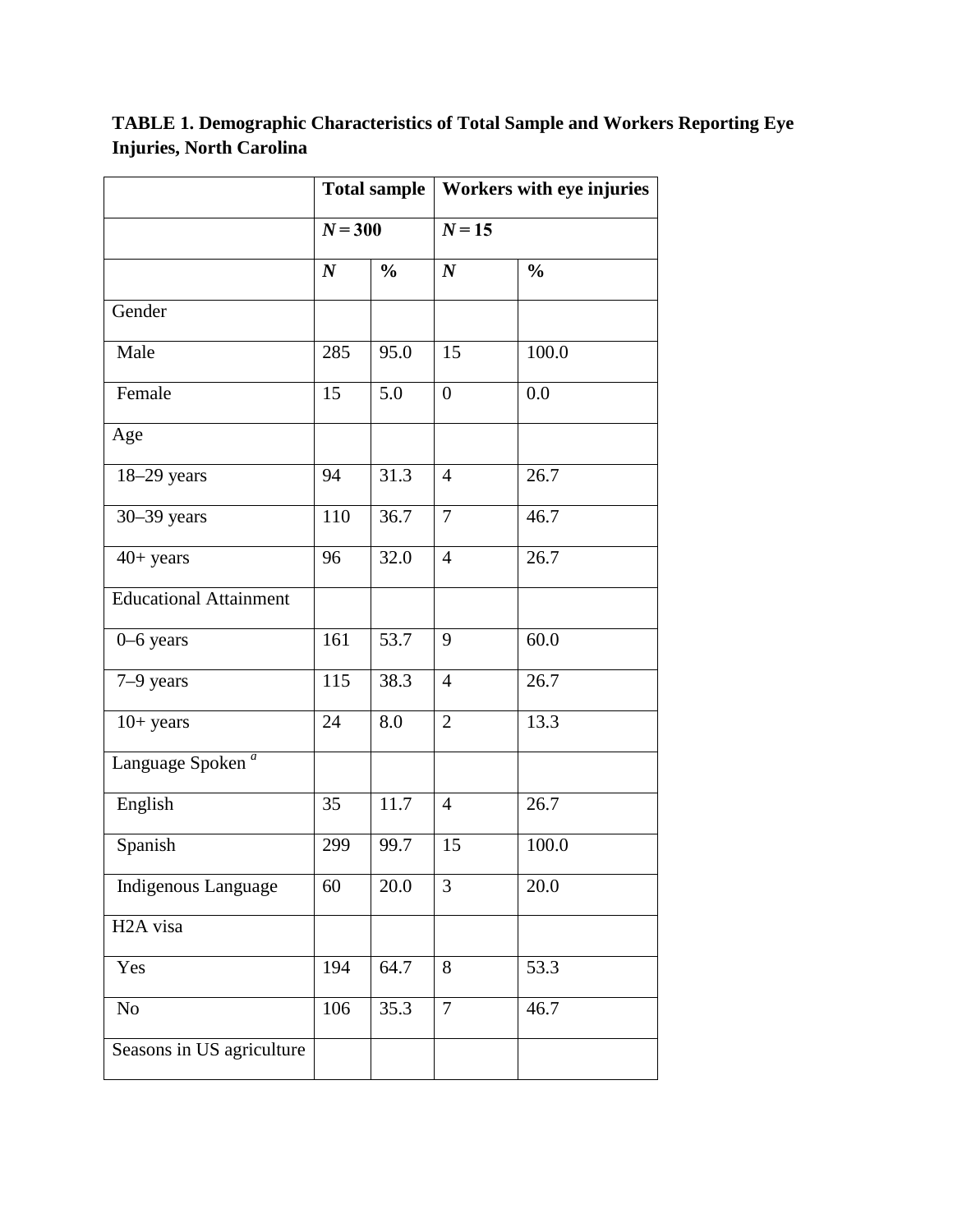**TABLE 1. Demographic Characteristics of Total Sample and Workers Reporting Eye Injuries, North Carolina**

| | **Total sample** | | **Workers with eye injuries** | |
|---|---|---|---|---|
| | ***N* = 300** | | ***N* = 15** | |
| | ***N*** | **%** | ***N*** | **%** |
| Gender | | | | |
| Male | 285 | 95.0 | 15 | 100.0 |
| Female | 15 | 5.0 | 0 | 0.0 |
| Age | | | | |
| 18–29 years | 94 | 31.3 | 4 | 26.7 |
| 30–39 years | 110 | 36.7 | 7 | 46.7 |
| 40+ years | 96 | 32.0 | 4 | 26.7 |
| Educational Attainment | | | | |
| 0–6 years | 161 | 53.7 | 9 | 60.0 |
| 7–9 years | 115 | 38.3 | 4 | 26.7 |
| 10+ years | 24 | 8.0 | 2 | 13.3 |
| Language Spoken [a] | | | | |
| English | 35 | 11.7 | 4 | 26.7 |
| Spanish | 299 | 99.7 | 15 | 100.0 |
| Indigenous Language | 60 | 20.0 | 3 | 20.0 |
| H2A visa | | | | |
| Yes | 194 | 64.7 | 8 | 53.3 |
| No | 106 | 35.3 | 7 | 46.7 |
| Seasons in US agriculture | | | | |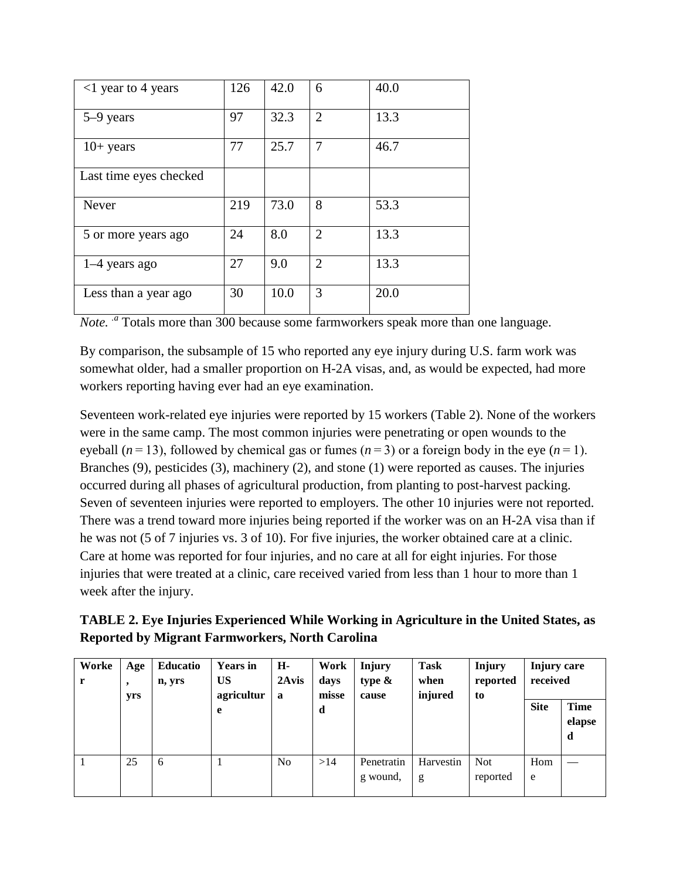| <1 year to 4 years | 126 | 42.0 | 6 | 40.0 |
|---|---|---|---|---|
| 5–9 years | 97 | 32.3 | 2 | 13.3 |
| 10+ years | 77 | 25.7 | 7 | 46.7 |
| Last time eyes checked | | | | |
| Never | 219 | 73.0 | 8 | 53.3 |
| 5 or more years ago | 24 | 8.0 | 2 | 13.3 |
| 1–4 years ago | 27 | 9.0 | 2 | 13.3 |
| Less than a year ago | 30 | 10.0 | 3 | 20.0 |

*Note.* [a] Totals more than 300 because some farmworkers speak more than one language.

By comparison, the subsample of 15 who reported any eye injury during U.S. farm work was somewhat older, had a smaller proportion on H-2A visas, and, as would be expected, had more workers reporting having ever had an eye examination.

Seventeen work-related eye injuries were reported by 15 workers (Table 2). None of the workers were in the same camp. The most common injuries were penetrating or open wounds to the eyeball ($n = 13$), followed by chemical gas or fumes ($n = 3$) or a foreign body in the eye ($n = 1$). Branches (9), pesticides (3), machinery (2), and stone (1) were reported as causes. The injuries occurred during all phases of agricultural production, from planting to post-harvest packing. Seven of seventeen injuries were reported to employers. The other 10 injuries were not reported. There was a trend toward more injuries being reported if the worker was on an H-2A visa than if he was not (5 of 7 injuries vs. 3 of 10). For five injuries, the worker obtained care at a clinic. Care at home was reported for four injuries, and no care at all for eight injuries. For those injuries that were treated at a clinic, care received varied from less than 1 hour to more than 1 week after the injury.

**TABLE 2. Eye Injuries Experienced While Working in Agriculture in the United States, as Reported by Migrant Farmworkers, North Carolina**

| Worker | Age, yrs | Education, yrs | Years in US agriculture | H-2Avisa | Work days missed | Injury type & cause | Task when injured | Injury reported to | Injury care received | |
|---|---|---|---|---|---|---|---|---|---|---|
| | | | | | | | | | Site | Time elapsed |
| 1 | 25 | 6 | 1 | No | >14 | Penetrating wound, | Harvesting | Not reported | Home | — |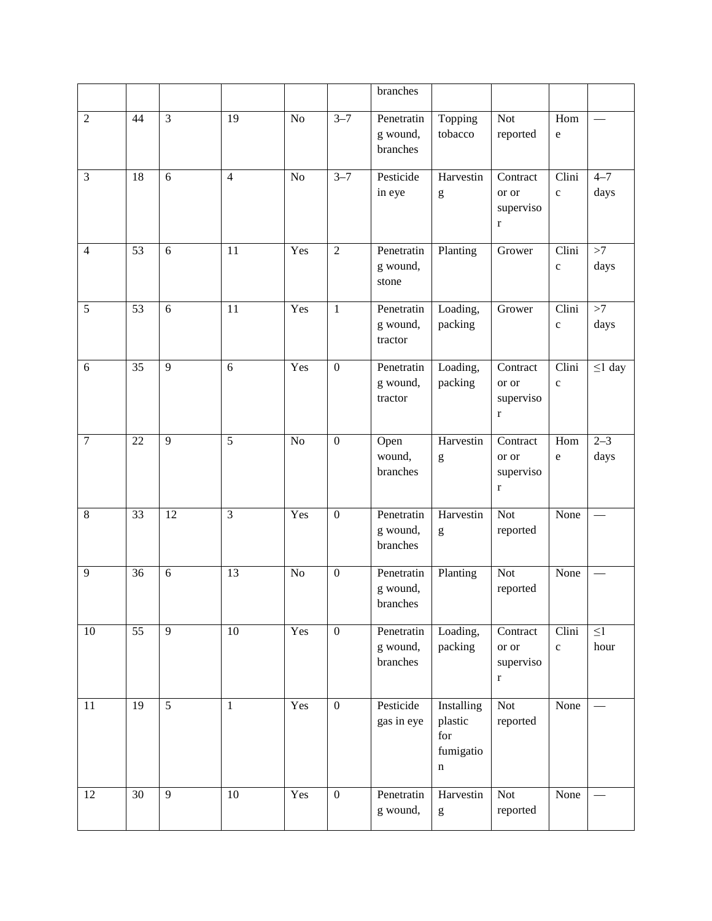| | | | | | | branches | | | | |
|---|---|---|---|---|---|---|---|---|---|---|
| 2 | 44 | 3 | 19 | No | 3–7 | Penetrating wound, branches | Topping tobacco | Not reported | Home | — |
| 3 | 18 | 6 | 4 | No | 3–7 | Pesticide in eye | Harvesting | Contractor or supervisor | Clinic | 4–7 days |
| 4 | 53 | 6 | 11 | Yes | 2 | Penetrating wound, stone | Planting | Grower | Clinic | >7 days |
| 5 | 53 | 6 | 11 | Yes | 1 | Penetrating wound, tractor | Loading, packing | Grower | Clinic | >7 days |
| 6 | 35 | 9 | 6 | Yes | 0 | Penetrating wound, tractor | Loading, packing | Contractor or supervisor | Clinic | ≤1 day |
| 7 | 22 | 9 | 5 | No | 0 | Open wound, branches | Harvesting | Contractor or supervisor | Home | 2–3 days |
| 8 | 33 | 12 | 3 | Yes | 0 | Penetrating wound, branches | Harvesting | Not reported | None | — |
| 9 | 36 | 6 | 13 | No | 0 | Penetrating wound, branches | Planting | Not reported | None | — |
| 10 | 55 | 9 | 10 | Yes | 0 | Penetrating wound, branches | Loading, packing | Contractor or supervisor | Clinic | ≤1 hour |
| 11 | 19 | 5 | 1 | Yes | 0 | Pesticide gas in eye | Installing plastic for fumigation | Not reported | None | — |
| 12 | 30 | 9 | 10 | Yes | 0 | Penetrating wound, | Harvesting | Not reported | None | — |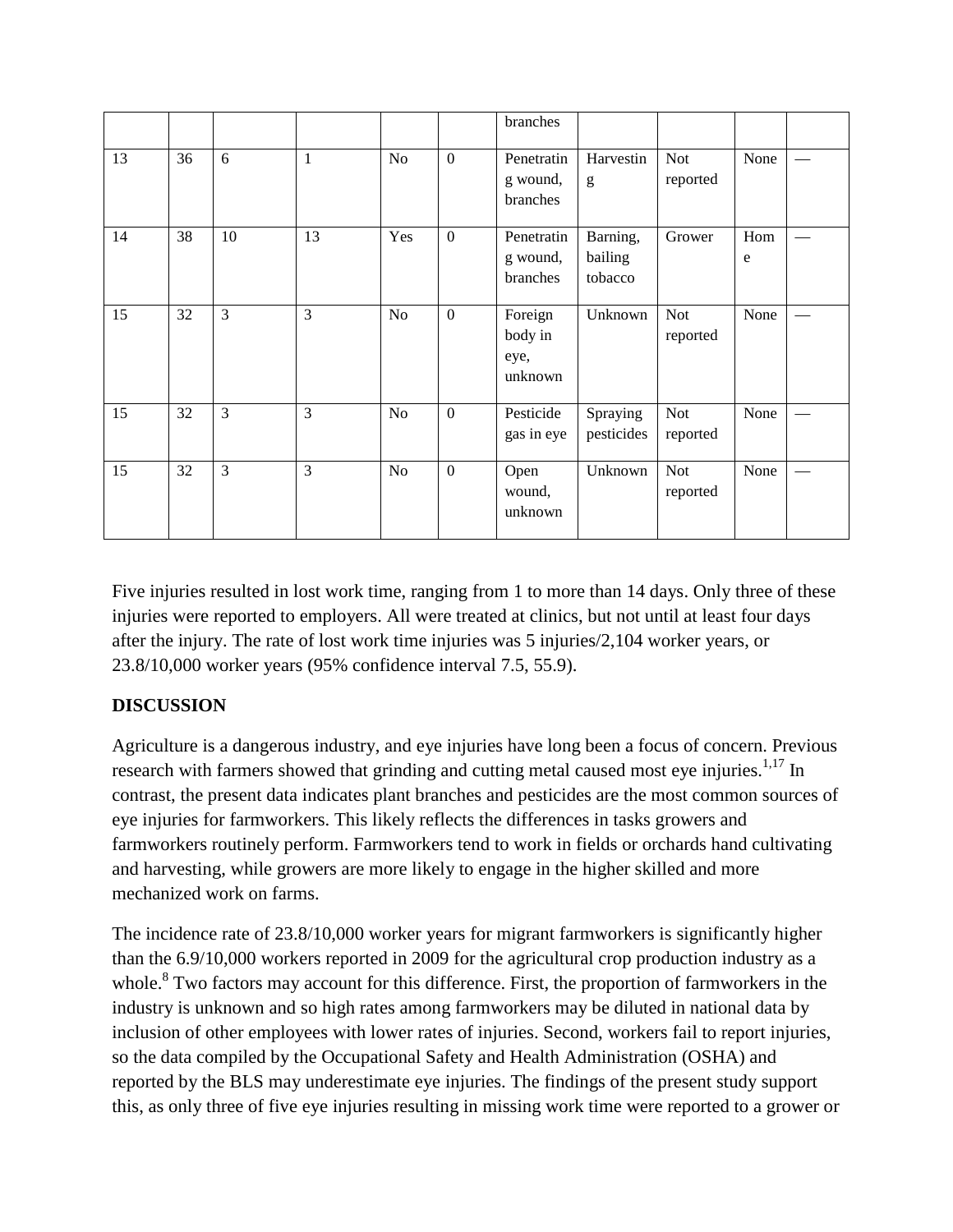|  |  |  |  |  |  | branches |  |  |  |  |
|---|---|---|---|---|---|---|---|---|---|---|
| 13 | 36 | 6 | 1 | No | 0 | Penetrating wound, branches | Harvesting | Not reported | None | — |
| 14 | 38 | 10 | 13 | Yes | 0 | Penetrating wound, branches | Barning, bailing tobacco | Grower | Home | — |
| 15 | 32 | 3 | 3 | No | 0 | Foreign body in eye, unknown | Unknown | Not reported | None | — |
| 15 | 32 | 3 | 3 | No | 0 | Pesticide gas in eye | Spraying pesticides | Not reported | None | — |
| 15 | 32 | 3 | 3 | No | 0 | Open wound, unknown | Unknown | Not reported | None | — |

Five injuries resulted in lost work time, ranging from 1 to more than 14 days. Only three of these injuries were reported to employers. All were treated at clinics, but not until at least four days after the injury. The rate of lost work time injuries was 5 injuries/2,104 worker years, or 23.8/10,000 worker years (95% confidence interval 7.5, 55.9).

## DISCUSSION

Agriculture is a dangerous industry, and eye injuries have long been a focus of concern. Previous research with farmers showed that grinding and cutting metal caused most eye injuries.[1,17] In contrast, the present data indicates plant branches and pesticides are the most common sources of eye injuries for farmworkers. This likely reflects the differences in tasks growers and farmworkers routinely perform. Farmworkers tend to work in fields or orchards hand cultivating and harvesting, while growers are more likely to engage in the higher skilled and more mechanized work on farms.

The incidence rate of 23.8/10,000 worker years for migrant farmworkers is significantly higher than the 6.9/10,000 workers reported in 2009 for the agricultural crop production industry as a whole.[8] Two factors may account for this difference. First, the proportion of farmworkers in the industry is unknown and so high rates among farmworkers may be diluted in national data by inclusion of other employees with lower rates of injuries. Second, workers fail to report injuries, so the data compiled by the Occupational Safety and Health Administration (OSHA) and reported by the BLS may underestimate eye injuries. The findings of the present study support this, as only three of five eye injuries resulting in missing work time were reported to a grower or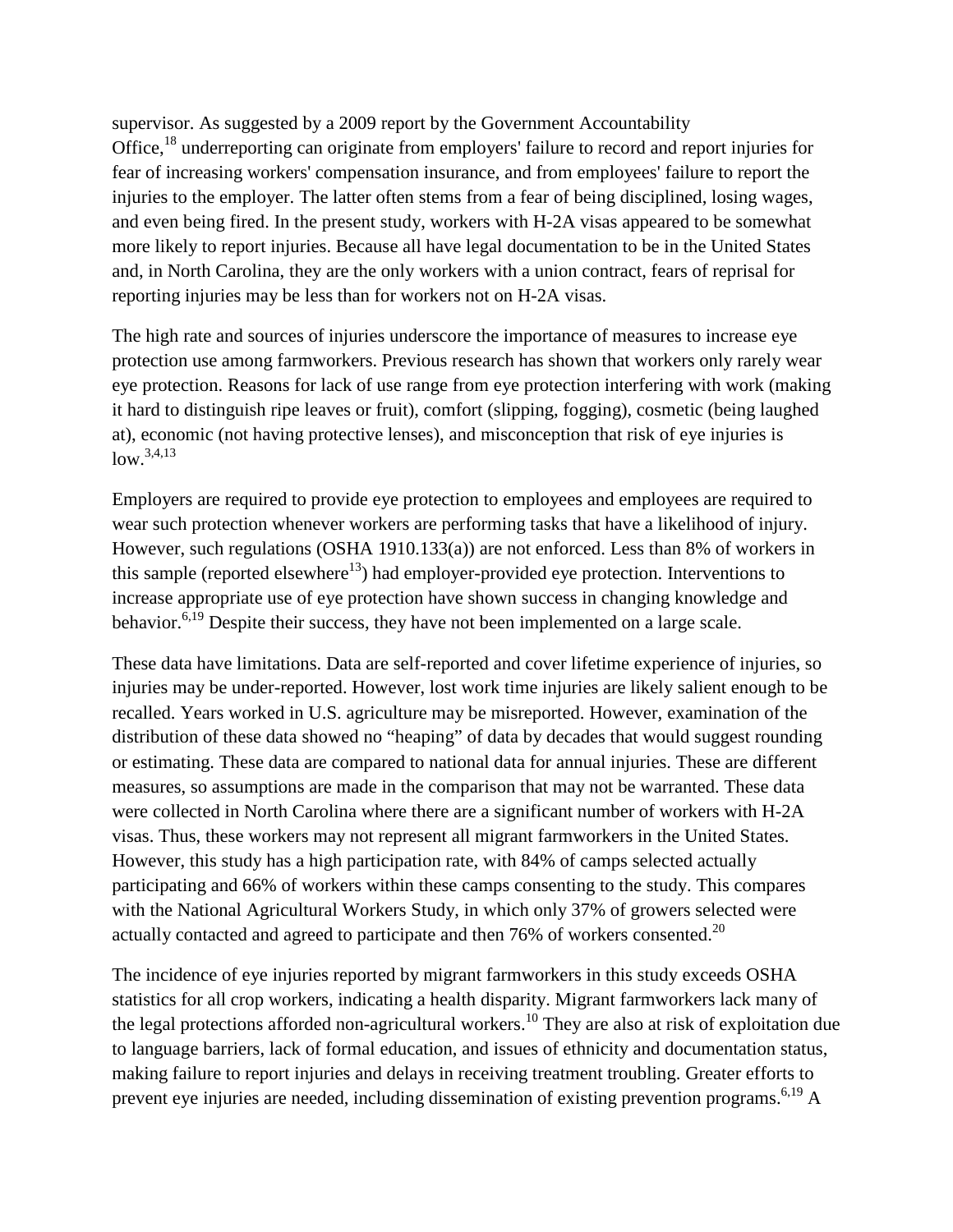supervisor. As suggested by a 2009 report by the Government Accountability Office,[18] underreporting can originate from employers' failure to record and report injuries for fear of increasing workers' compensation insurance, and from employees' failure to report the injuries to the employer. The latter often stems from a fear of being disciplined, losing wages, and even being fired. In the present study, workers with H-2A visas appeared to be somewhat more likely to report injuries. Because all have legal documentation to be in the United States and, in North Carolina, they are the only workers with a union contract, fears of reprisal for reporting injuries may be less than for workers not on H-2A visas.

The high rate and sources of injuries underscore the importance of measures to increase eye protection use among farmworkers. Previous research has shown that workers only rarely wear eye protection. Reasons for lack of use range from eye protection interfering with work (making it hard to distinguish ripe leaves or fruit), comfort (slipping, fogging), cosmetic (being laughed at), economic (not having protective lenses), and misconception that risk of eye injuries is low.[3,4,13]

Employers are required to provide eye protection to employees and employees are required to wear such protection whenever workers are performing tasks that have a likelihood of injury. However, such regulations (OSHA 1910.133(a)) are not enforced. Less than 8% of workers in this sample (reported elsewhere[13]) had employer-provided eye protection. Interventions to increase appropriate use of eye protection have shown success in changing knowledge and behavior.[6,19] Despite their success, they have not been implemented on a large scale.

These data have limitations. Data are self-reported and cover lifetime experience of injuries, so injuries may be under-reported. However, lost work time injuries are likely salient enough to be recalled. Years worked in U.S. agriculture may be misreported. However, examination of the distribution of these data showed no "heaping" of data by decades that would suggest rounding or estimating. These data are compared to national data for annual injuries. These are different measures, so assumptions are made in the comparison that may not be warranted. These data were collected in North Carolina where there are a significant number of workers with H-2A visas. Thus, these workers may not represent all migrant farmworkers in the United States. However, this study has a high participation rate, with 84% of camps selected actually participating and 66% of workers within these camps consenting to the study. This compares with the National Agricultural Workers Study, in which only 37% of growers selected were actually contacted and agreed to participate and then 76% of workers consented.[20]

The incidence of eye injuries reported by migrant farmworkers in this study exceeds OSHA statistics for all crop workers, indicating a health disparity. Migrant farmworkers lack many of the legal protections afforded non-agricultural workers.[10] They are also at risk of exploitation due to language barriers, lack of formal education, and issues of ethnicity and documentation status, making failure to report injuries and delays in receiving treatment troubling. Greater efforts to prevent eye injuries are needed, including dissemination of existing prevention programs.[6,19] A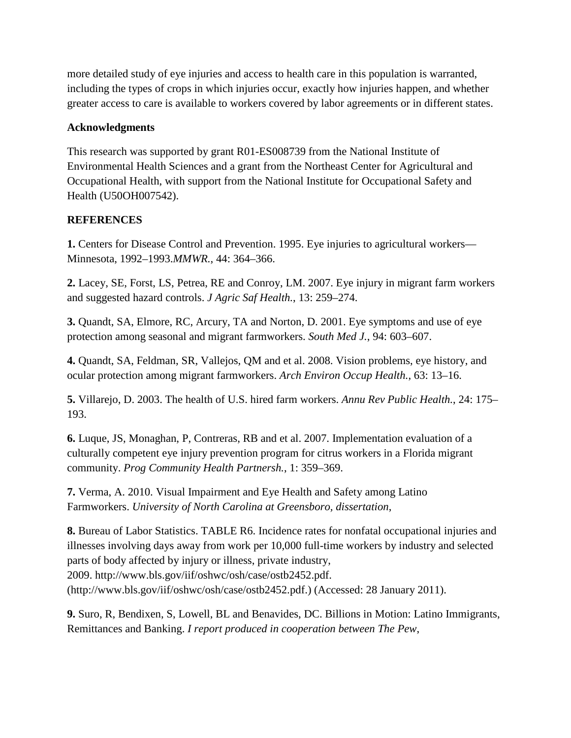more detailed study of eye injuries and access to health care in this population is warranted, including the types of crops in which injuries occur, exactly how injuries happen, and whether greater access to care is available to workers covered by labor agreements or in different states.

## Acknowledgments

This research was supported by grant R01-ES008739 from the National Institute of Environmental Health Sciences and a grant from the Northeast Center for Agricultural and Occupational Health, with support from the National Institute for Occupational Safety and Health (U50OH007542).

## REFERENCES

**1.** Centers for Disease Control and Prevention. 1995. Eye injuries to agricultural workers—Minnesota, 1992–1993.*MMWR.*, 44: 364–366.

**2.** Lacey, SE, Forst, LS, Petrea, RE and Conroy, LM. 2007. Eye injury in migrant farm workers and suggested hazard controls. *J Agric Saf Health.*, 13: 259–274.

**3.** Quandt, SA, Elmore, RC, Arcury, TA and Norton, D. 2001. Eye symptoms and use of eye protection among seasonal and migrant farmworkers. *South Med J.*, 94: 603–607.

**4.** Quandt, SA, Feldman, SR, Vallejos, QM and et al. 2008. Vision problems, eye history, and ocular protection among migrant farmworkers. *Arch Environ Occup Health.*, 63: 13–16.

**5.** Villarejo, D. 2003. The health of U.S. hired farm workers. *Annu Rev Public Health.*, 24: 175–193.

**6.** Luque, JS, Monaghan, P, Contreras, RB and et al. 2007. Implementation evaluation of a culturally competent eye injury prevention program for citrus workers in a Florida migrant community. *Prog Community Health Partnersh.*, 1: 359–369.

**7.** Verma, A. 2010. Visual Impairment and Eye Health and Safety among Latino Farmworkers. *University of North Carolina at Greensboro, dissertation*,

**8.** Bureau of Labor Statistics. TABLE R6. Incidence rates for nonfatal occupational injuries and illnesses involving days away from work per 10,000 full-time workers by industry and selected parts of body affected by injury or illness, private industry, 2009. http://www.bls.gov/iif/oshwc/osh/case/ostb2452.pdf. (http://www.bls.gov/iif/oshwc/osh/case/ostb2452.pdf.) (Accessed: 28 January 2011).

**9.** Suro, R, Bendixen, S, Lowell, BL and Benavides, DC. Billions in Motion: Latino Immigrants, Remittances and Banking. *I report produced in cooperation between The Pew*,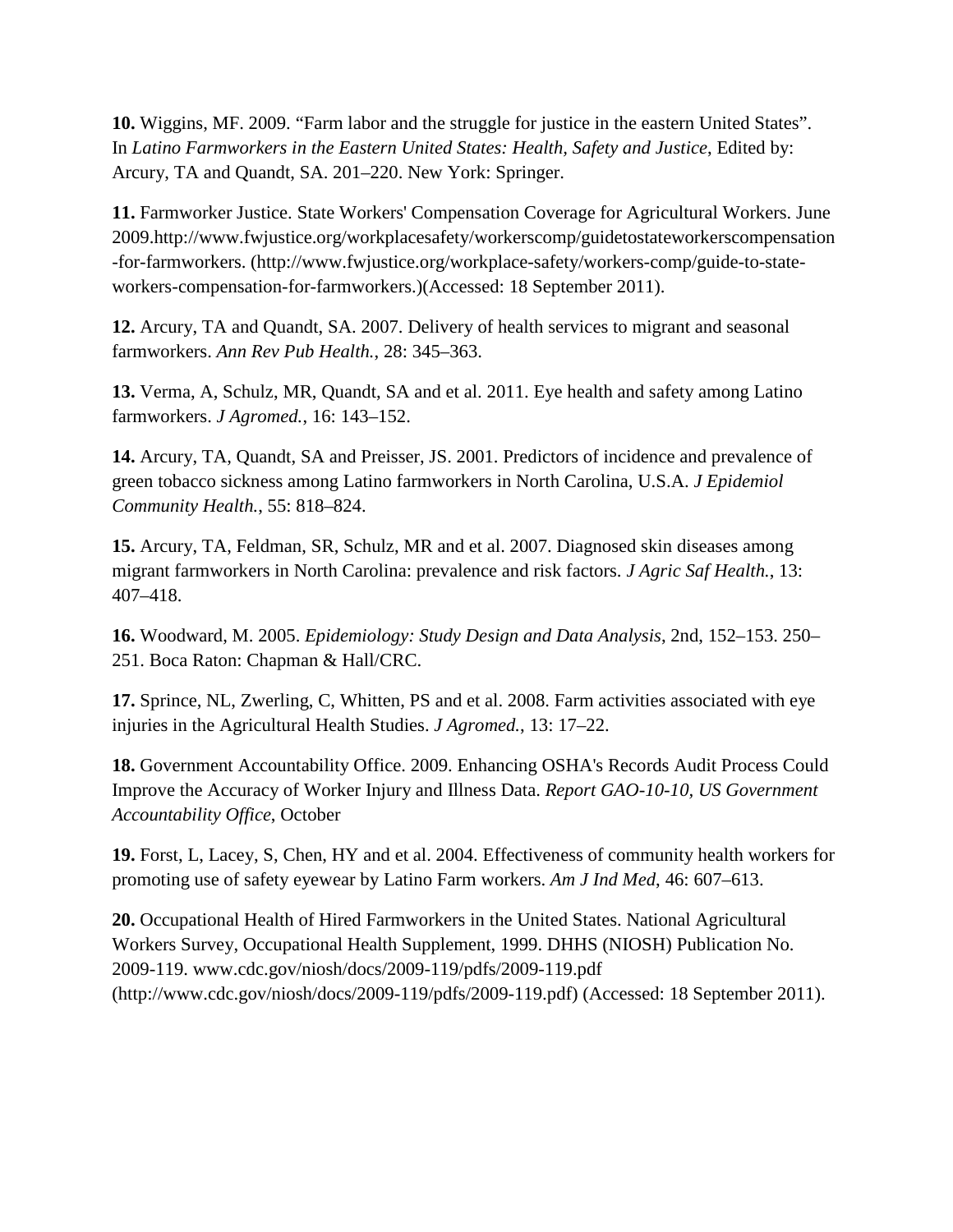**10.** Wiggins, MF. 2009. “Farm labor and the struggle for justice in the eastern United States”. In *Latino Farmworkers in the Eastern United States: Health, Safety and Justice*, Edited by: Arcury, TA and Quandt, SA. 201–220. New York: Springer.

**11.** Farmworker Justice. State Workers' Compensation Coverage for Agricultural Workers. June 2009.http://www.fwjustice.org/workplacesafety/workerscomp/guidetostateworkerscompensation-for-farmworkers. (http://www.fwjustice.org/workplace-safety/workers-comp/guide-to-state-workers-compensation-for-farmworkers.)(Accessed: 18 September 2011).

**12.** Arcury, TA and Quandt, SA. 2007. Delivery of health services to migrant and seasonal farmworkers. *Ann Rev Pub Health.*, 28: 345–363.

**13.** Verma, A, Schulz, MR, Quandt, SA and et al. 2011. Eye health and safety among Latino farmworkers. *J Agromed.*, 16: 143–152.

**14.** Arcury, TA, Quandt, SA and Preisser, JS. 2001. Predictors of incidence and prevalence of green tobacco sickness among Latino farmworkers in North Carolina, U.S.A. *J Epidemiol Community Health.*, 55: 818–824.

**15.** Arcury, TA, Feldman, SR, Schulz, MR and et al. 2007. Diagnosed skin diseases among migrant farmworkers in North Carolina: prevalence and risk factors. *J Agric Saf Health.*, 13: 407–418.

**16.** Woodward, M. 2005. *Epidemiology: Study Design and Data Analysis*, 2nd, 152–153. 250–251. Boca Raton: Chapman & Hall/CRC.

**17.** Sprince, NL, Zwerling, C, Whitten, PS and et al. 2008. Farm activities associated with eye injuries in the Agricultural Health Studies. *J Agromed.*, 13: 17–22.

**18.** Government Accountability Office. 2009. Enhancing OSHA's Records Audit Process Could Improve the Accuracy of Worker Injury and Illness Data. *Report GAO-10-10, US Government Accountability Office*, October

**19.** Forst, L, Lacey, S, Chen, HY and et al. 2004. Effectiveness of community health workers for promoting use of safety eyewear by Latino Farm workers. *Am J Ind Med*, 46: 607–613.

**20.** Occupational Health of Hired Farmworkers in the United States. National Agricultural Workers Survey, Occupational Health Supplement, 1999. DHHS (NIOSH) Publication No. 2009-119. www.cdc.gov/niosh/docs/2009-119/pdfs/2009-119.pdf (http://www.cdc.gov/niosh/docs/2009-119/pdfs/2009-119.pdf) (Accessed: 18 September 2011).